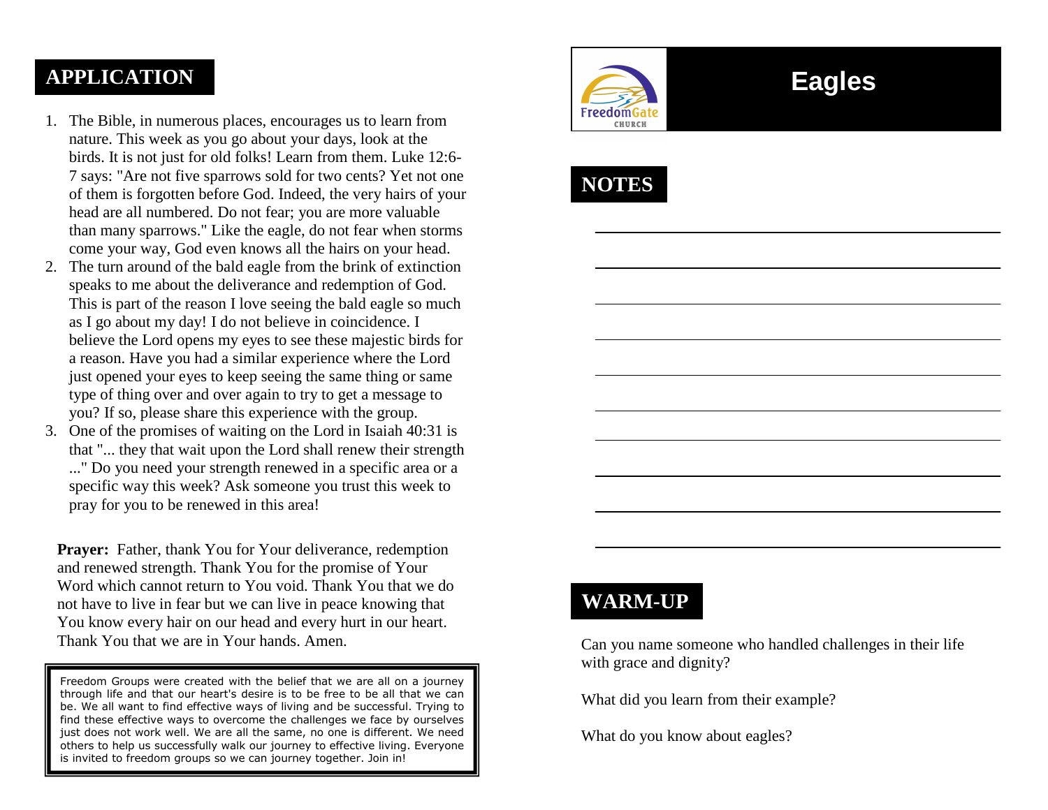## APPLICATION

1. The Bible, in numerous places, encourages us to learn from nature. This week as you go about your days, look at the birds. It is not just for old folks! Learn from them. Luke 12:6-7 says: "Are not five sparrows sold for two cents? Yet not one of them is forgotten before God. Indeed, the very hairs of your head are all numbered. Do not fear; you are more valuable than many sparrows." Like the eagle, do not fear when storms come your way, God even knows all the hairs on your head.
2. The turn around of the bald eagle from the brink of extinction speaks to me about the deliverance and redemption of God. This is part of the reason I love seeing the bald eagle so much as I go about my day! I do not believe in coincidence. I believe the Lord opens my eyes to see these majestic birds for a reason. Have you had a similar experience where the Lord just opened your eyes to keep seeing the same thing or same type of thing over and over again to try to get a message to you? If so, please share this experience with the group.
3. One of the promises of waiting on the Lord in Isaiah 40:31 is that "... they that wait upon the Lord shall renew their strength ..." Do you need your strength renewed in a specific area or a specific way this week? Ask someone you trust this week to pray for you to be renewed in this area!

**Prayer:** Father, thank You for Your deliverance, redemption and renewed strength. Thank You for the promise of Your Word which cannot return to You void. Thank You that we do not have to live in fear but we can live in peace knowing that You know every hair on our head and every hurt in our heart. Thank You that we are in Your hands. Amen.

Freedom Groups were created with the belief that we are all on a journey through life and that our heart's desire is to be free to be all that we can be. We all want to find effective ways of living and be successful. Trying to find these effective ways to overcome the challenges we face by ourselves just does not work well. We are all the same, no one is different. We need others to help us successfully walk our journey to effective living. Everyone is invited to freedom groups so we can journey together. Join in!

FreedomGate CHURCH

# Eagles

## NOTES

## WARM-UP

Can you name someone who handled challenges in their life with grace and dignity?

What did you learn from their example?

What do you know about eagles?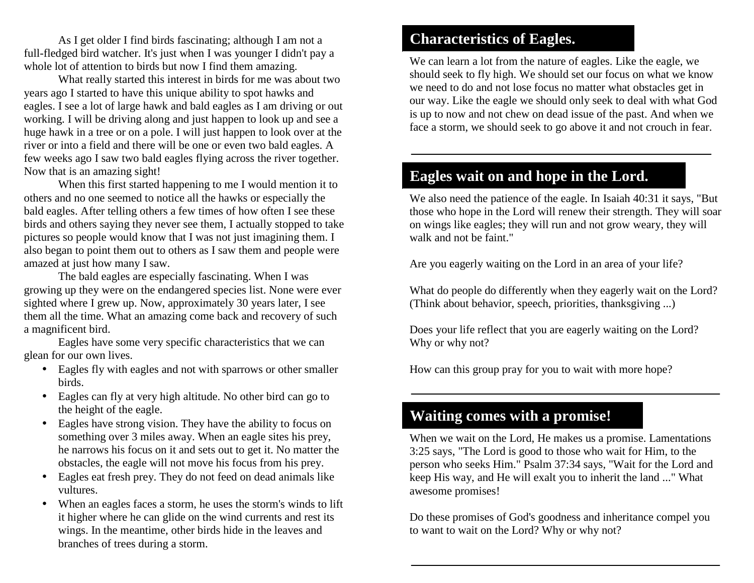As I get older I find birds fascinating; although I am not a full-fledged bird watcher. It's just when I was younger I didn't pay a whole lot of attention to birds but now I find them amazing.

What really started this interest in birds for me was about two years ago I started to have this unique ability to spot hawks and eagles. I see a lot of large hawk and bald eagles as I am driving or out working. I will be driving along and just happen to look up and see a huge hawk in a tree or on a pole. I will just happen to look over at the river or into a field and there will be one or even two bald eagles. A few weeks ago I saw two bald eagles flying across the river together. Now that is an amazing sight!

When this first started happening to me I would mention it to others and no one seemed to notice all the hawks or especially the bald eagles. After telling others a few times of how often I see these birds and others saying they never see them, I actually stopped to take pictures so people would know that I was not just imagining them. I also began to point them out to others as I saw them and people were amazed at just how many I saw.

The bald eagles are especially fascinating. When I was growing up they were on the endangered species list. None were ever sighted where I grew up. Now, approximately 30 years later, I see them all the time. What an amazing come back and recovery of such a magnificent bird.

Eagles have some very specific characteristics that we can glean for our own lives.

- Eagles fly with eagles and not with sparrows or other smaller birds.
- Eagles can fly at very high altitude. No other bird can go to the height of the eagle.
- Eagles have strong vision. They have the ability to focus on something over 3 miles away. When an eagle sites his prey, he narrows his focus on it and sets out to get it. No matter the obstacles, the eagle will not move his focus from his prey.
- Eagles eat fresh prey. They do not feed on dead animals like vultures.
- When an eagles faces a storm, he uses the storm's winds to lift it higher where he can glide on the wind currents and rest its wings. In the meantime, other birds hide in the leaves and branches of trees during a storm.

## Characteristics of Eagles.

We can learn a lot from the nature of eagles. Like the eagle, we should seek to fly high. We should set our focus on what we know we need to do and not lose focus no matter what obstacles get in our way. Like the eagle we should only seek to deal with what God is up to now and not chew on dead issue of the past. And when we face a storm, we should seek to go above it and not crouch in fear.

---

## Eagles wait on and hope in the Lord.

We also need the patience of the eagle. In Isaiah 40:31 it says, "But those who hope in the Lord will renew their strength. They will soar on wings like eagles; they will run and not grow weary, they will walk and not be faint."

Are you eagerly waiting on the Lord in an area of your life?

What do people do differently when they eagerly wait on the Lord? (Think about behavior, speech, priorities, thanksgiving ...)

Does your life reflect that you are eagerly waiting on the Lord? Why or why not?

How can this group pray for you to wait with more hope?

---

## Waiting comes with a promise!

When we wait on the Lord, He makes us a promise. Lamentations 3:25 says, "The Lord is good to those who wait for Him, to the person who seeks Him." Psalm 37:34 says, "Wait for the Lord and keep His way, and He will exalt you to inherit the land ..." What awesome promises!

Do these promises of God's goodness and inheritance compel you to want to wait on the Lord? Why or why not?

---